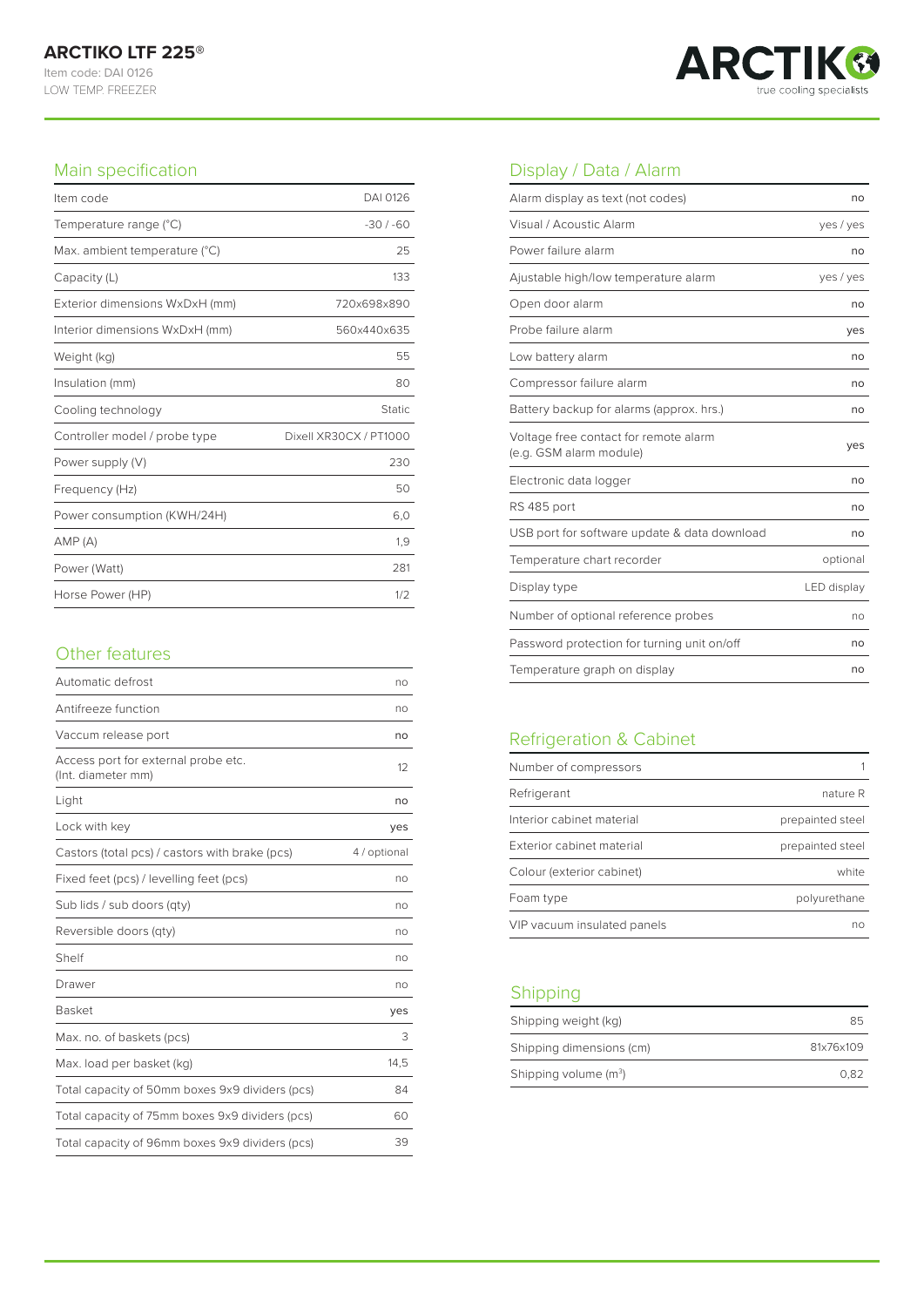# ARCTIKO LTF 225®

Item code: DAI 0126

LOW TEMP. FREEZER

## Main specification

| | |
|---|---|
| Item code | DAI 0126 |
| Temperature range (°C) | -30 / -60 |
| Max. ambient temperature (°C) | 25 |
| Capacity (L) | 133 |
| Exterior dimensions WxDxH (mm) | 720x698x890 |
| Interior dimensions WxDxH (mm) | 560x440x635 |
| Weight (kg) | 55 |
| Insulation (mm) | 80 |
| Cooling technology | Static |
| Controller model / probe type | Dixell XR30CX / PT1000 |
| Power supply (V) | 230 |
| Frequency (Hz) | 50 |
| Power consumption (KWH/24H) | 6,0 |
| AMP (A) | 1,9 |
| Power (Watt) | 281 |
| Horse Power (HP) | 1/2 |

## Other features

| | |
|---|---|
| Automatic defrost | no |
| Antifreeze function | no |
| Vaccum release port | no |
| Access port for external probe etc. (Int. diameter mm) | 12 |
| Light | no |
| Lock with key | yes |
| Castors (total pcs) / castors with brake (pcs) | 4 / optional |
| Fixed feet (pcs) / levelling feet (pcs) | no |
| Sub lids / sub doors (qty) | no |
| Reversible doors (qty) | no |
| Shelf | no |
| Drawer | no |
| Basket | yes |
| Max. no. of baskets (pcs) | 3 |
| Max. load per basket (kg) | 14,5 |
| Total capacity of 50mm boxes 9x9 dividers (pcs) | 84 |
| Total capacity of 75mm boxes 9x9 dividers (pcs) | 60 |
| Total capacity of 96mm boxes 9x9 dividers (pcs) | 39 |

## Display / Data / Alarm

| | |
|---|---|
| Alarm display as text (not codes) | no |
| Visual / Acoustic Alarm | yes / yes |
| Power failure alarm | no |
| Ajustable high/low temperature alarm | yes / yes |
| Open door alarm | no |
| Probe failure alarm | yes |
| Low battery alarm | no |
| Compressor failure alarm | no |
| Battery backup for alarms (approx. hrs.) | no |
| Voltage free contact for remote alarm (e.g. GSM alarm module) | yes |
| Electronic data logger | no |
| RS 485 port | no |
| USB port for software update & data download | no |
| Temperature chart recorder | optional |
| Display type | LED display |
| Number of optional reference probes | no |
| Password protection for turning unit on/off | no |
| Temperature graph on display | no |

## Refrigeration & Cabinet

| | |
|---|---|
| Number of compressors | 1 |
| Refrigerant | nature R |
| Interior cabinet material | prepainted steel |
| Exterior cabinet material | prepainted steel |
| Colour (exterior cabinet) | white |
| Foam type | polyurethane |
| VIP vacuum insulated panels | no |

## Shipping

| | |
|---|---|
| Shipping weight (kg) | 85 |
| Shipping dimensions (cm) | 81x76x109 |
| Shipping volume ($m^3$) | 0,82 |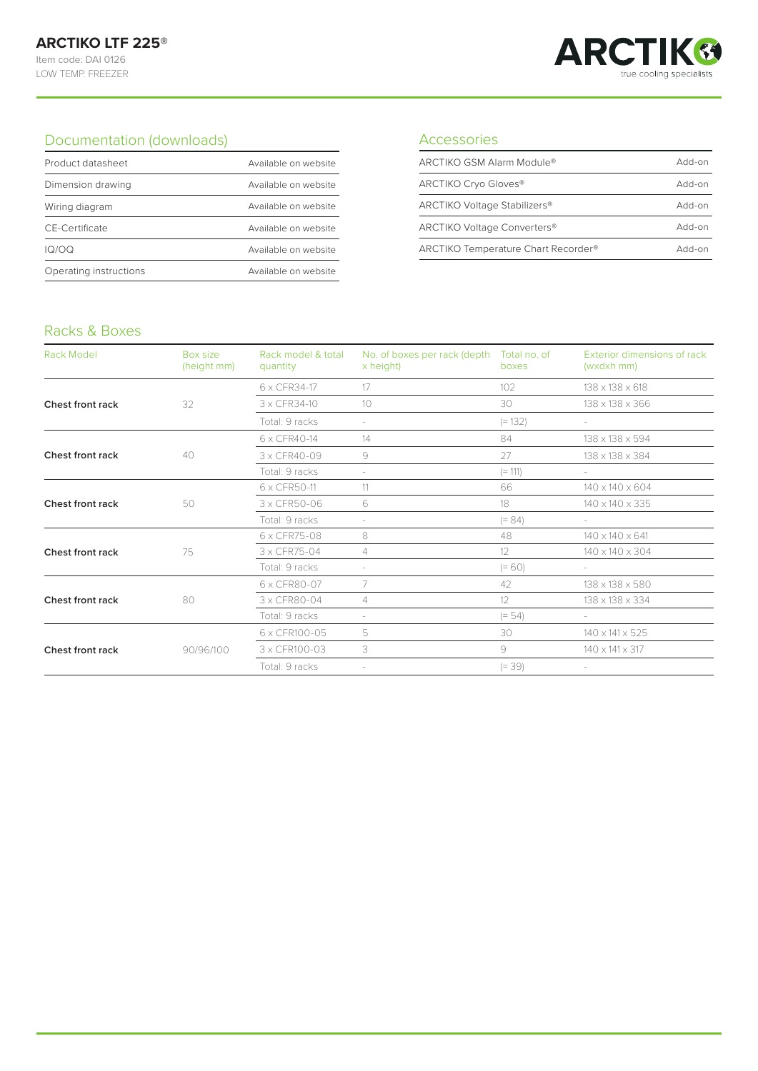# ARCTIKO LTF 225®

Item code: DAI 0126

LOW TEMP. FREEZER

## Documentation (downloads)

| | |
|---|---|
| Product datasheet | Available on website |
| Dimension drawing | Available on website |
| Wiring diagram | Available on website |
| CE-Certificate | Available on website |
| IQ/OQ | Available on website |
| Operating instructions | Available on website |

## Accessories

| | |
|---|---|
| ARCTIKO GSM Alarm Module® | Add-on |
| ARCTIKO Cryo Gloves® | Add-on |
| ARCTIKO Voltage Stabilizers® | Add-on |
| ARCTIKO Voltage Converters® | Add-on |
| ARCTIKO Temperature Chart Recorder® | Add-on |

## Racks & Boxes

| Rack Model | Box size (height mm) | Rack model & total quantity | No. of boxes per rack (depth x height) | Total no. of boxes | Exterior dimensions of rack (wxdxh mm) |
|---|---|---|---|---|---|
| **Chest front rack** | 32 | 6 x CFR34-17 | 17 | 102 | 138 x 138 x 618 |
| | | 3 x CFR34-10 | 10 | 30 | 138 x 138 x 366 |
| | | Total: 9 racks | - | (= 132) | - |
| **Chest front rack** | 40 | 6 x CFR40-14 | 14 | 84 | 138 x 138 x 594 |
| | | 3 x CFR40-09 | 9 | 27 | 138 x 138 x 384 |
| | | Total: 9 racks | - | (= 111) | - |
| **Chest front rack** | 50 | 6 x CFR50-11 | 11 | 66 | 140 x 140 x 604 |
| | | 3 x CFR50-06 | 6 | 18 | 140 x 140 x 335 |
| | | Total: 9 racks | - | (= 84) | - |
| **Chest front rack** | 75 | 6 x CFR75-08 | 8 | 48 | 140 x 140 x 641 |
| | | 3 x CFR75-04 | 4 | 12 | 140 x 140 x 304 |
| | | Total: 9 racks | - | (= 60) | - |
| **Chest front rack** | 80 | 6 x CFR80-07 | 7 | 42 | 138 x 138 x 580 |
| | | 3 x CFR80-04 | 4 | 12 | 138 x 138 x 334 |
| | | Total: 9 racks | - | (= 54) | - |
| **Chest front rack** | 90/96/100 | 6 x CFR100-05 | 5 | 30 | 140 x 141 x 525 |
| | | 3 x CFR100-03 | 3 | 9 | 140 x 141 x 317 |
| | | Total: 9 racks | - | (= 39) | - |